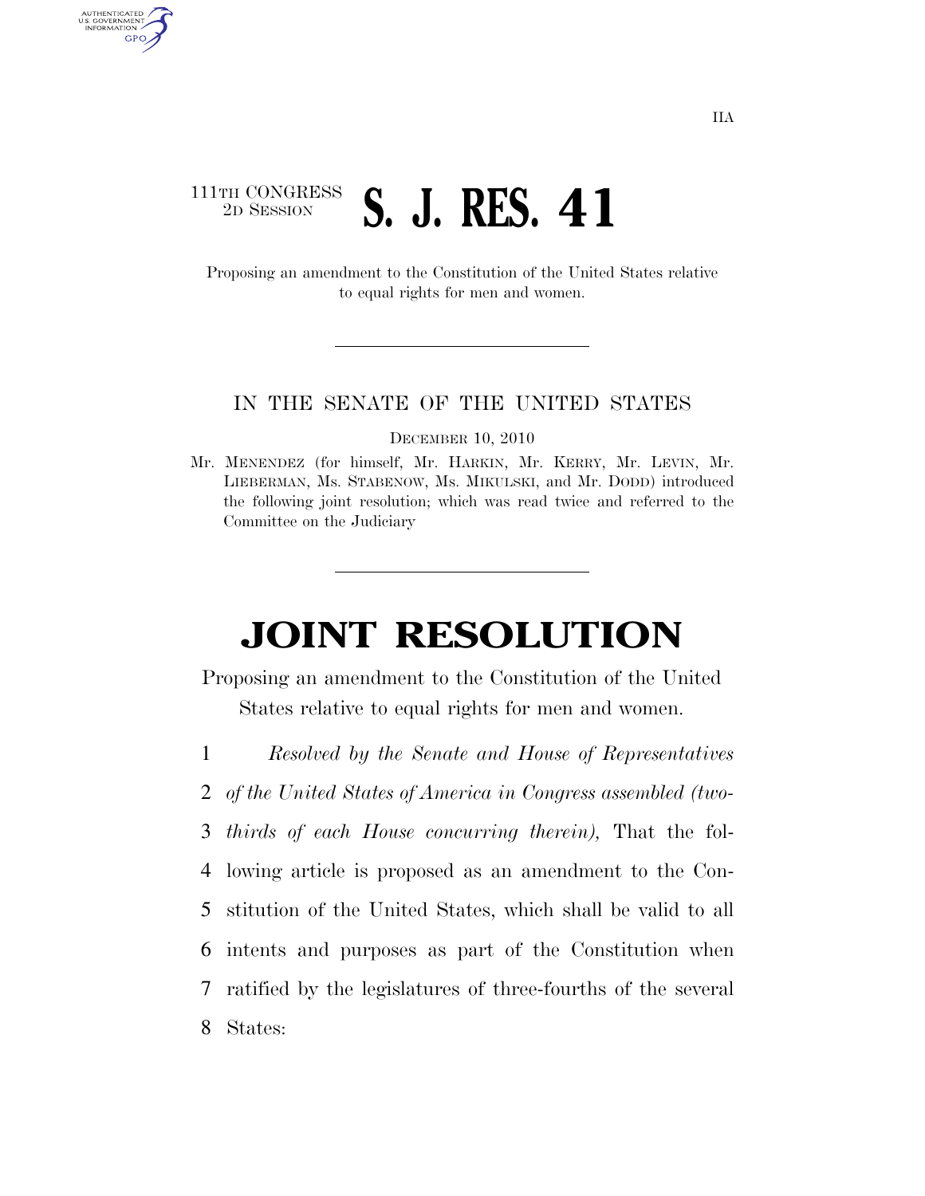IIA

111TH CONGRESS
2D SESSION

# S. J. RES. 41

Proposing an amendment to the Constitution of the United States relative to equal rights for men and women.

---

IN THE SENATE OF THE UNITED STATES

DECEMBER 10, 2010

Mr. MENENDEZ (for himself, Mr. HARKIN, Mr. KERRY, Mr. LEVIN, Mr. LIEBERMAN, Ms. STABENOW, Ms. MIKULSKI, and Mr. DODD) introduced the following joint resolution; which was read twice and referred to the Committee on the Judiciary

---

# JOINT RESOLUTION

Proposing an amendment to the Constitution of the United States relative to equal rights for men and women.

1 *Resolved by the Senate and House of Representatives*
2 *of the United States of America in Congress assembled (two-*
3 *thirds of each House concurring therein),* That the fol-
4 lowing article is proposed as an amendment to the Con-
5 stitution of the United States, which shall be valid to all
6 intents and purposes as part of the Constitution when
7 ratified by the legislatures of three-fourths of the several
8 States: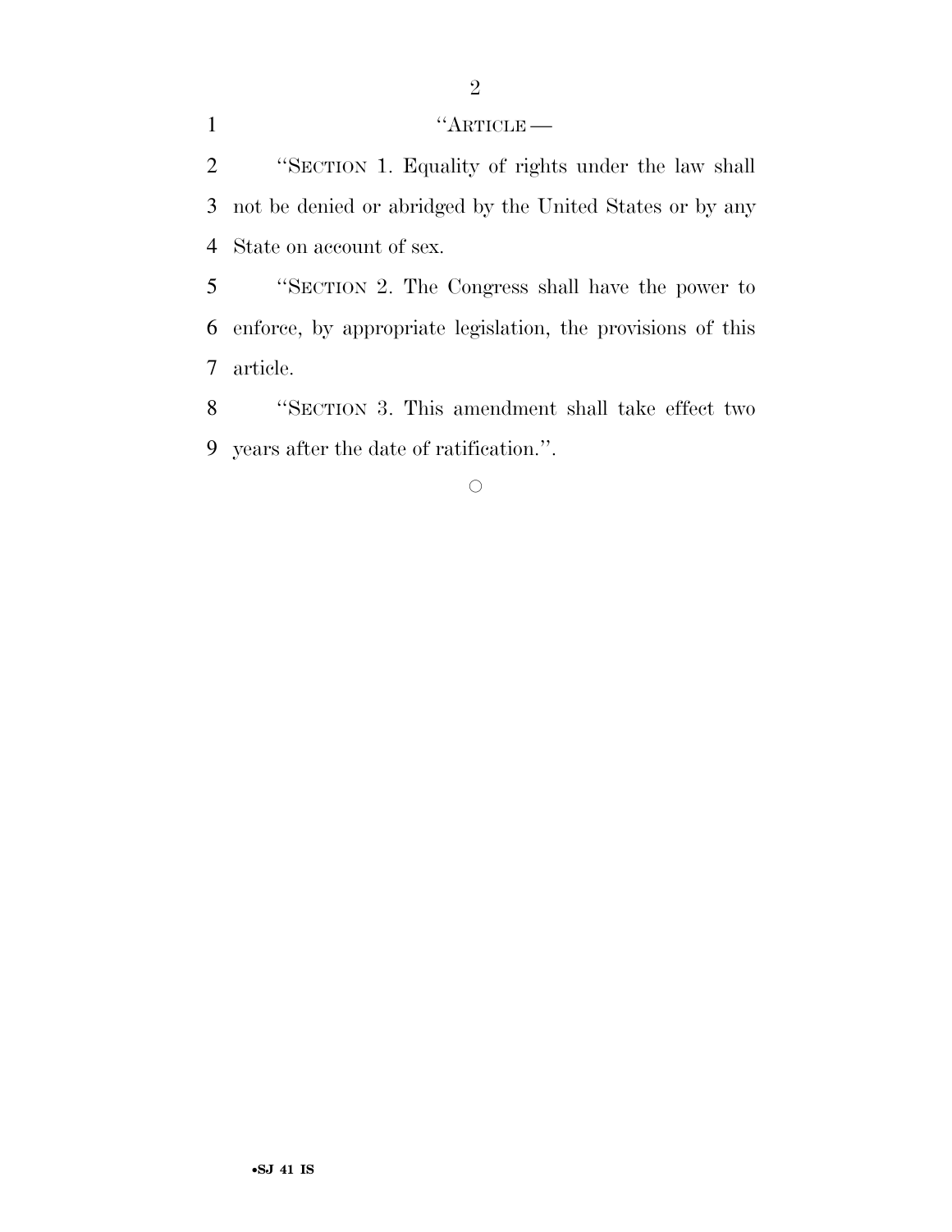"ARTICLE —

"SECTION 1. Equality of rights under the law shall not be denied or abridged by the United States or by any State on account of sex.

"SECTION 2. The Congress shall have the power to enforce, by appropriate legislation, the provisions of this article.

"SECTION 3. This amendment shall take effect two years after the date of ratification.".

○